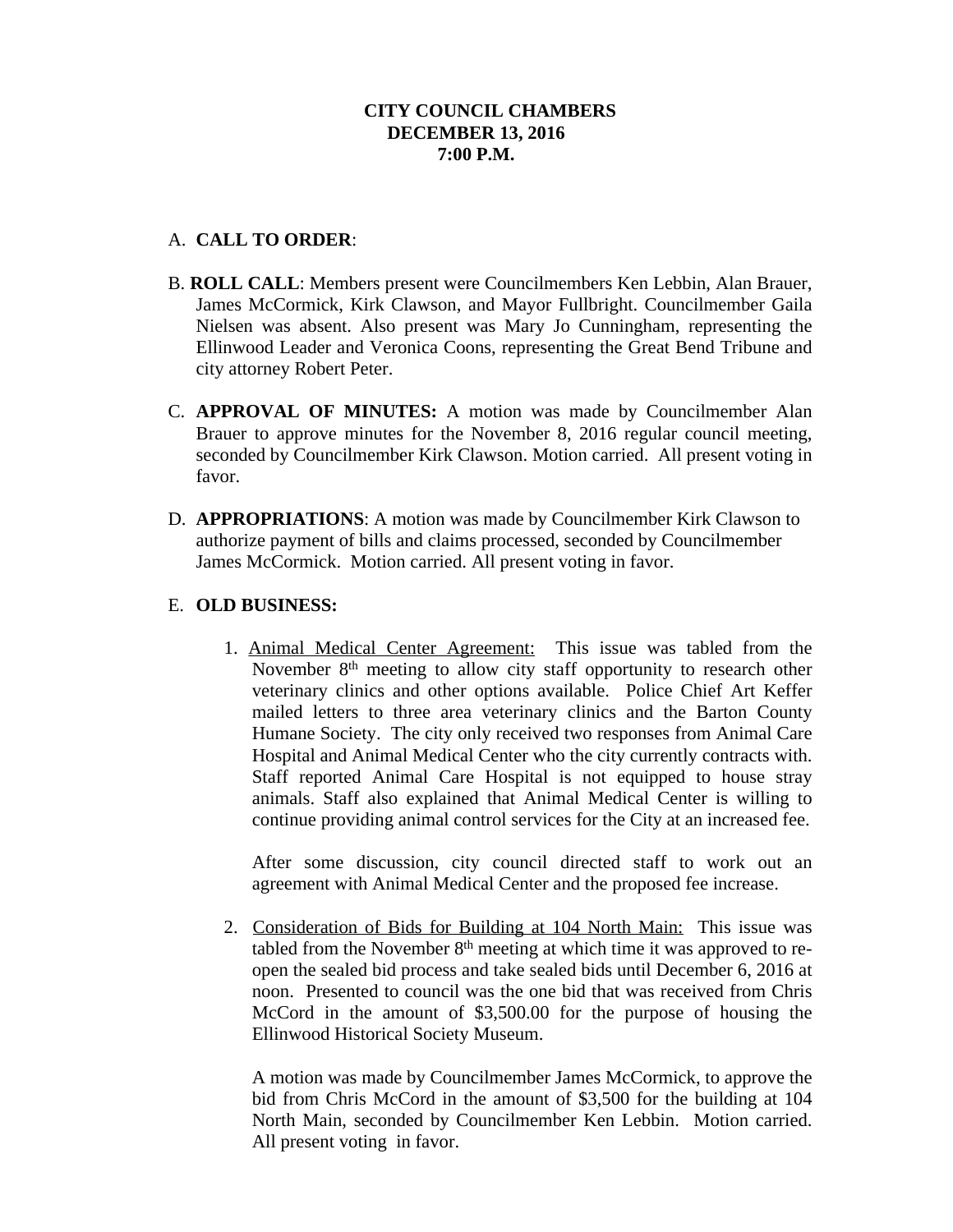**CITY COUNCIL CHAMBERS**
**DECEMBER 13, 2016**
**7:00 P.M.**

A. **CALL TO ORDER**:

B. **ROLL CALL**: Members present were Councilmembers Ken Lebbin, Alan Brauer, James McCormick, Kirk Clawson, and Mayor Fullbright. Councilmember Gaila Nielsen was absent. Also present was Mary Jo Cunningham, representing the Ellinwood Leader and Veronica Coons, representing the Great Bend Tribune and city attorney Robert Peter.

C. **APPROVAL OF MINUTES:** A motion was made by Councilmember Alan Brauer to approve minutes for the November 8, 2016 regular council meeting, seconded by Councilmember Kirk Clawson. Motion carried. All present voting in favor.

D. **APPROPRIATIONS**: A motion was made by Councilmember Kirk Clawson to authorize payment of bills and claims processed, seconded by Councilmember James McCormick. Motion carried. All present voting in favor.

E. **OLD BUSINESS:**

1. Animal Medical Center Agreement: This issue was tabled from the November 8th meeting to allow city staff opportunity to research other veterinary clinics and other options available. Police Chief Art Keffer mailed letters to three area veterinary clinics and the Barton County Humane Society. The city only received two responses from Animal Care Hospital and Animal Medical Center who the city currently contracts with. Staff reported Animal Care Hospital is not equipped to house stray animals. Staff also explained that Animal Medical Center is willing to continue providing animal control services for the City at an increased fee.

   After some discussion, city council directed staff to work out an agreement with Animal Medical Center and the proposed fee increase.

2. Consideration of Bids for Building at 104 North Main: This issue was tabled from the November 8th meeting at which time it was approved to re-open the sealed bid process and take sealed bids until December 6, 2016 at noon. Presented to council was the one bid that was received from Chris McCord in the amount of $3,500.00 for the purpose of housing the Ellinwood Historical Society Museum.

   A motion was made by Councilmember James McCormick, to approve the bid from Chris McCord in the amount of $3,500 for the building at 104 North Main, seconded by Councilmember Ken Lebbin. Motion carried. All present voting in favor.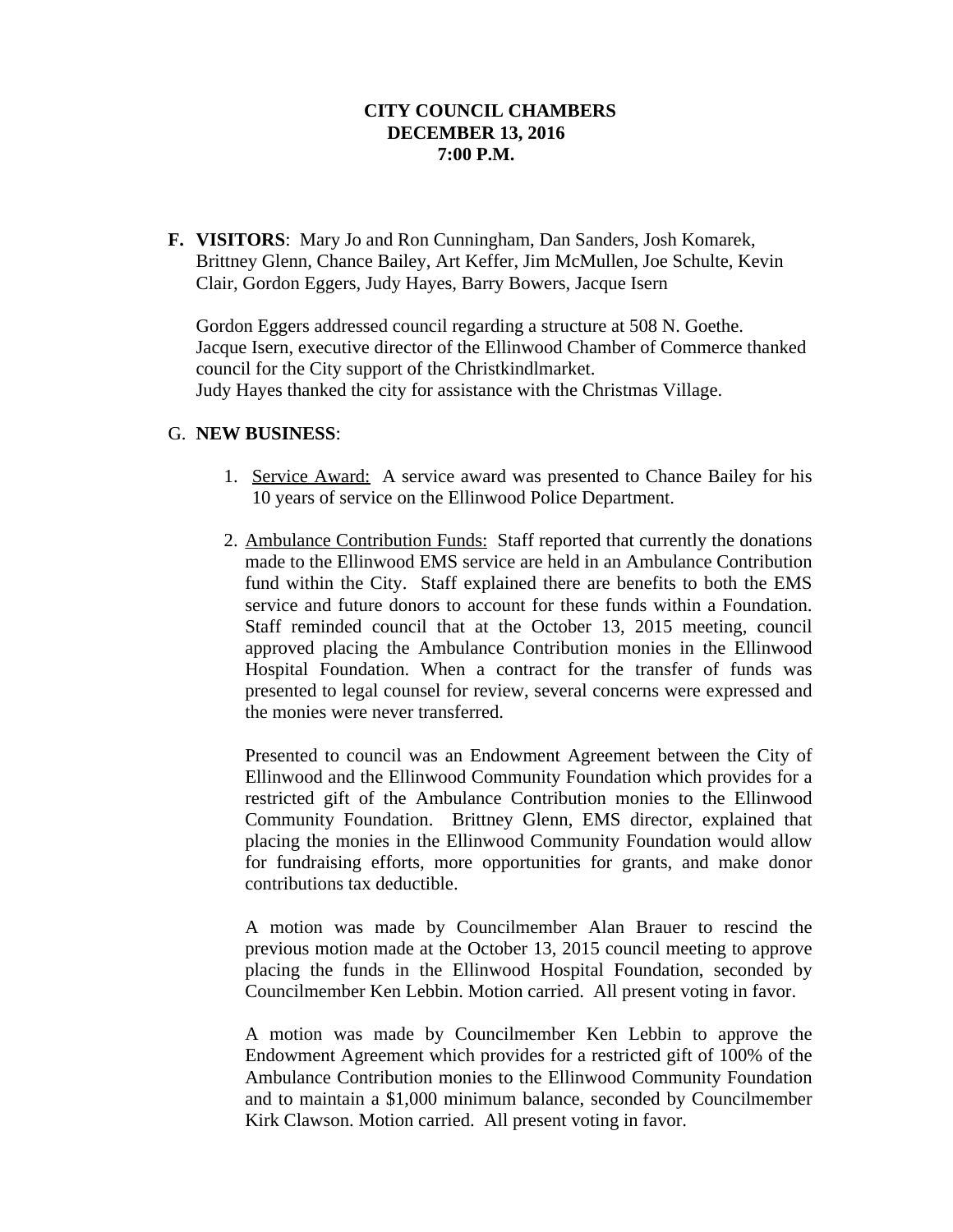**CITY COUNCIL CHAMBERS**
**DECEMBER 13, 2016**
**7:00 P.M.**

**F. VISITORS**: Mary Jo and Ron Cunningham, Dan Sanders, Josh Komarek, Brittney Glenn, Chance Bailey, Art Keffer, Jim McMullen, Joe Schulte, Kevin Clair, Gordon Eggers, Judy Hayes, Barry Bowers, Jacque Isern

Gordon Eggers addressed council regarding a structure at 508 N. Goethe.
Jacque Isern, executive director of the Ellinwood Chamber of Commerce thanked council for the City support of the Christkindlmarket.
Judy Hayes thanked the city for assistance with the Christmas Village.

G. **NEW BUSINESS**:

1. Service Award: A service award was presented to Chance Bailey for his 10 years of service on the Ellinwood Police Department.

2. Ambulance Contribution Funds: Staff reported that currently the donations made to the Ellinwood EMS service are held in an Ambulance Contribution fund within the City. Staff explained there are benefits to both the EMS service and future donors to account for these funds within a Foundation. Staff reminded council that at the October 13, 2015 meeting, council approved placing the Ambulance Contribution monies in the Ellinwood Hospital Foundation. When a contract for the transfer of funds was presented to legal counsel for review, several concerns were expressed and the monies were never transferred.

   Presented to council was an Endowment Agreement between the City of Ellinwood and the Ellinwood Community Foundation which provides for a restricted gift of the Ambulance Contribution monies to the Ellinwood Community Foundation. Brittney Glenn, EMS director, explained that placing the monies in the Ellinwood Community Foundation would allow for fundraising efforts, more opportunities for grants, and make donor contributions tax deductible.

   A motion was made by Councilmember Alan Brauer to rescind the previous motion made at the October 13, 2015 council meeting to approve placing the funds in the Ellinwood Hospital Foundation, seconded by Councilmember Ken Lebbin. Motion carried. All present voting in favor.

   A motion was made by Councilmember Ken Lebbin to approve the Endowment Agreement which provides for a restricted gift of 100% of the Ambulance Contribution monies to the Ellinwood Community Foundation and to maintain a $1,000 minimum balance, seconded by Councilmember Kirk Clawson. Motion carried. All present voting in favor.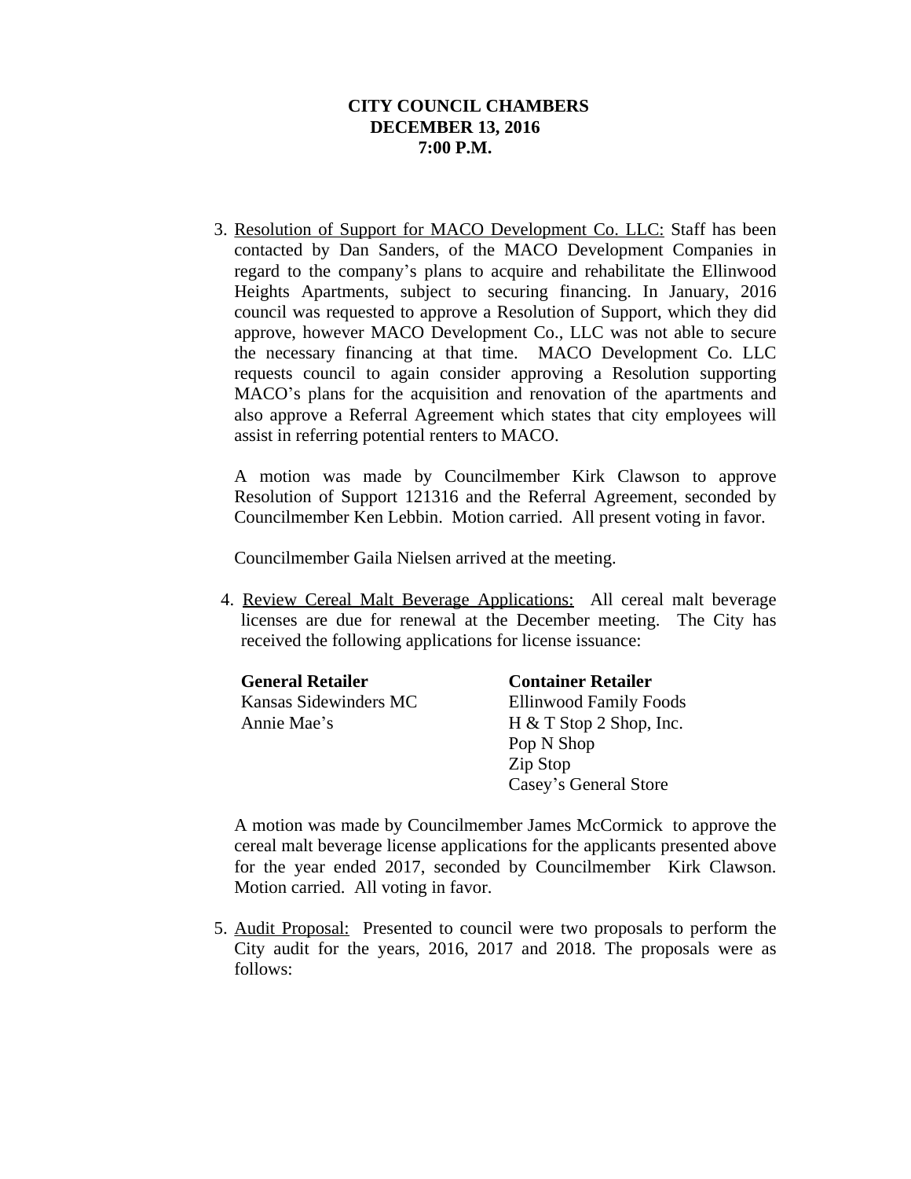**CITY COUNCIL CHAMBERS**
**DECEMBER 13, 2016**
**7:00 P.M.**

3. Resolution of Support for MACO Development Co. LLC: Staff has been contacted by Dan Sanders, of the MACO Development Companies in regard to the company's plans to acquire and rehabilitate the Ellinwood Heights Apartments, subject to securing financing. In January, 2016 council was requested to approve a Resolution of Support, which they did approve, however MACO Development Co., LLC was not able to secure the necessary financing at that time. MACO Development Co. LLC requests council to again consider approving a Resolution supporting MACO's plans for the acquisition and renovation of the apartments and also approve a Referral Agreement which states that city employees will assist in referring potential renters to MACO.

   A motion was made by Councilmember Kirk Clawson to approve Resolution of Support 121316 and the Referral Agreement, seconded by Councilmember Ken Lebbin. Motion carried. All present voting in favor.

   Councilmember Gaila Nielsen arrived at the meeting.

4. Review Cereal Malt Beverage Applications: All cereal malt beverage licenses are due for renewal at the December meeting. The City has received the following applications for license issuance:

| **General Retailer** | **Container Retailer** |
|---|---|
| Kansas Sidewinders MC | Ellinwood Family Foods |
| Annie Mae's | H & T Stop 2 Shop, Inc. |
| | Pop N Shop |
| | Zip Stop |
| | Casey's General Store |

   A motion was made by Councilmember James McCormick to approve the cereal malt beverage license applications for the applicants presented above for the year ended 2017, seconded by Councilmember Kirk Clawson. Motion carried. All voting in favor.

5. Audit Proposal: Presented to council were two proposals to perform the City audit for the years, 2016, 2017 and 2018. The proposals were as follows: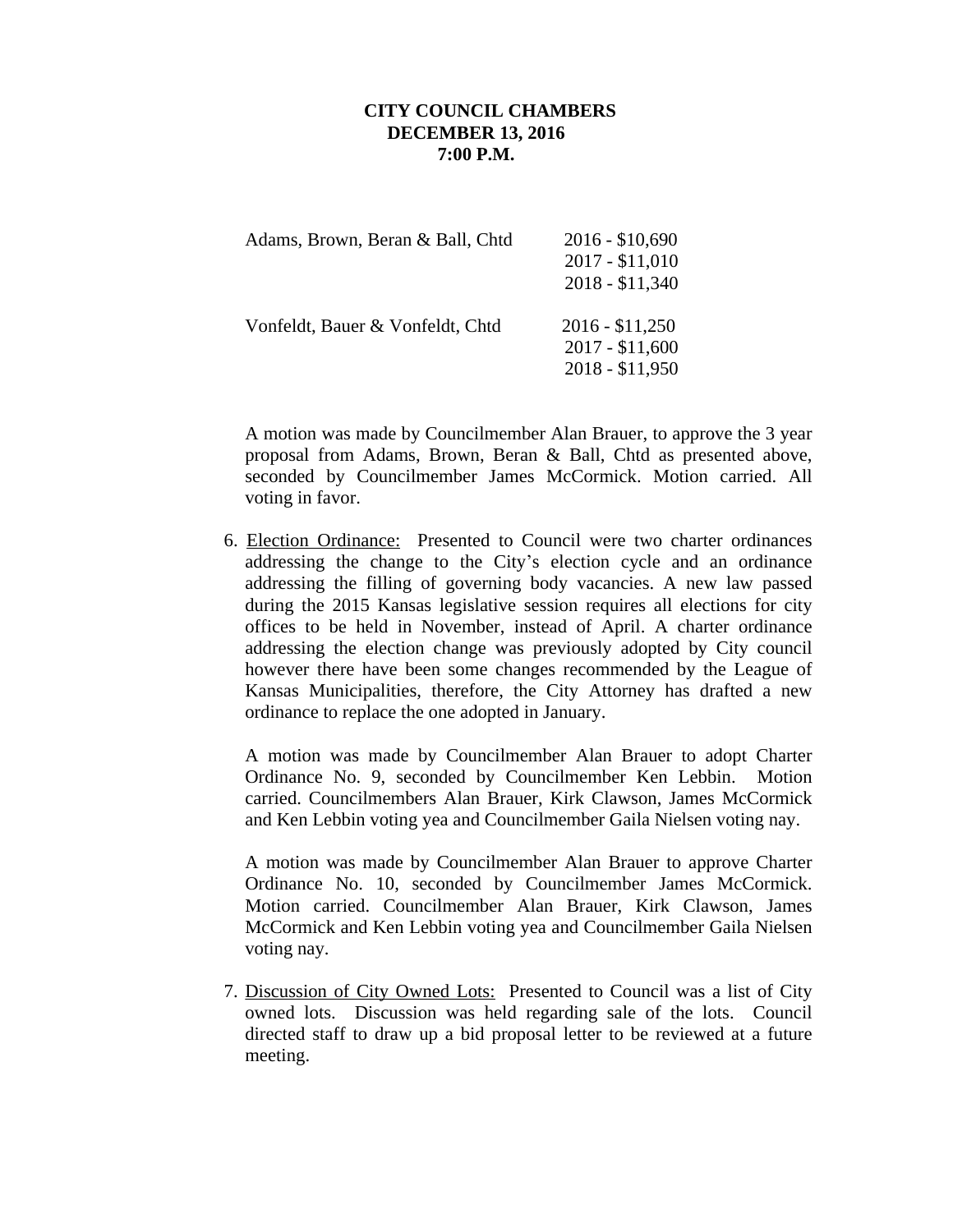**CITY COUNCIL CHAMBERS**
**DECEMBER 13, 2016**
**7:00 P.M.**

| | |
|---|---|
| Adams, Brown, Beran & Ball, Chtd | 2016 - $10,690 |
| | 2017 - $11,010 |
| | 2018 - $11,340 |
| Vonfeldt, Bauer & Vonfeldt, Chtd | 2016 - $11,250 |
| | 2017 - $11,600 |
| | 2018 - $11,950 |

A motion was made by Councilmember Alan Brauer, to approve the 3 year proposal from Adams, Brown, Beran & Ball, Chtd as presented above, seconded by Councilmember James McCormick. Motion carried. All voting in favor.

6. <u>Election Ordinance:</u> Presented to Council were two charter ordinances addressing the change to the City's election cycle and an ordinance addressing the filling of governing body vacancies. A new law passed during the 2015 Kansas legislative session requires all elections for city offices to be held in November, instead of April. A charter ordinance addressing the election change was previously adopted by City council however there have been some changes recommended by the League of Kansas Municipalities, therefore, the City Attorney has drafted a new ordinance to replace the one adopted in January.

   A motion was made by Councilmember Alan Brauer to adopt Charter Ordinance No. 9, seconded by Councilmember Ken Lebbin. Motion carried. Councilmembers Alan Brauer, Kirk Clawson, James McCormick and Ken Lebbin voting yea and Councilmember Gaila Nielsen voting nay.

   A motion was made by Councilmember Alan Brauer to approve Charter Ordinance No. 10, seconded by Councilmember James McCormick. Motion carried. Councilmember Alan Brauer, Kirk Clawson, James McCormick and Ken Lebbin voting yea and Councilmember Gaila Nielsen voting nay.

7. <u>Discussion of City Owned Lots:</u> Presented to Council was a list of City owned lots. Discussion was held regarding sale of the lots. Council directed staff to draw up a bid proposal letter to be reviewed at a future meeting.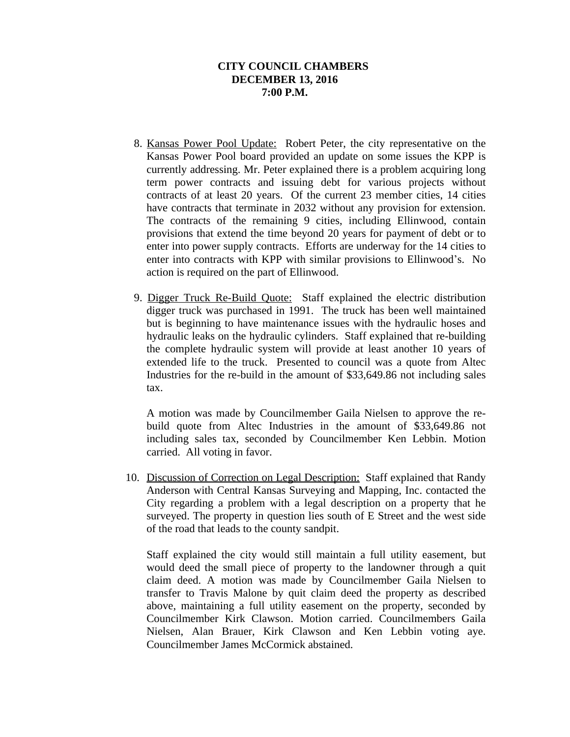**CITY COUNCIL CHAMBERS**
**DECEMBER 13, 2016**
**7:00 P.M.**

8. Kansas Power Pool Update: Robert Peter, the city representative on the Kansas Power Pool board provided an update on some issues the KPP is currently addressing. Mr. Peter explained there is a problem acquiring long term power contracts and issuing debt for various projects without contracts of at least 20 years. Of the current 23 member cities, 14 cities have contracts that terminate in 2032 without any provision for extension. The contracts of the remaining 9 cities, including Ellinwood, contain provisions that extend the time beyond 20 years for payment of debt or to enter into power supply contracts. Efforts are underway for the 14 cities to enter into contracts with KPP with similar provisions to Ellinwood's. No action is required on the part of Ellinwood.

9. Digger Truck Re-Build Quote: Staff explained the electric distribution digger truck was purchased in 1991. The truck has been well maintained but is beginning to have maintenance issues with the hydraulic hoses and hydraulic leaks on the hydraulic cylinders. Staff explained that re-building the complete hydraulic system will provide at least another 10 years of extended life to the truck. Presented to council was a quote from Altec Industries for the re-build in the amount of $33,649.86 not including sales tax.

   A motion was made by Councilmember Gaila Nielsen to approve the re-build quote from Altec Industries in the amount of $33,649.86 not including sales tax, seconded by Councilmember Ken Lebbin. Motion carried. All voting in favor.

10. Discussion of Correction on Legal Description: Staff explained that Randy Anderson with Central Kansas Surveying and Mapping, Inc. contacted the City regarding a problem with a legal description on a property that he surveyed. The property in question lies south of E Street and the west side of the road that leads to the county sandpit.

    Staff explained the city would still maintain a full utility easement, but would deed the small piece of property to the landowner through a quit claim deed. A motion was made by Councilmember Gaila Nielsen to transfer to Travis Malone by quit claim deed the property as described above, maintaining a full utility easement on the property, seconded by Councilmember Kirk Clawson. Motion carried. Councilmembers Gaila Nielsen, Alan Brauer, Kirk Clawson and Ken Lebbin voting aye. Councilmember James McCormick abstained.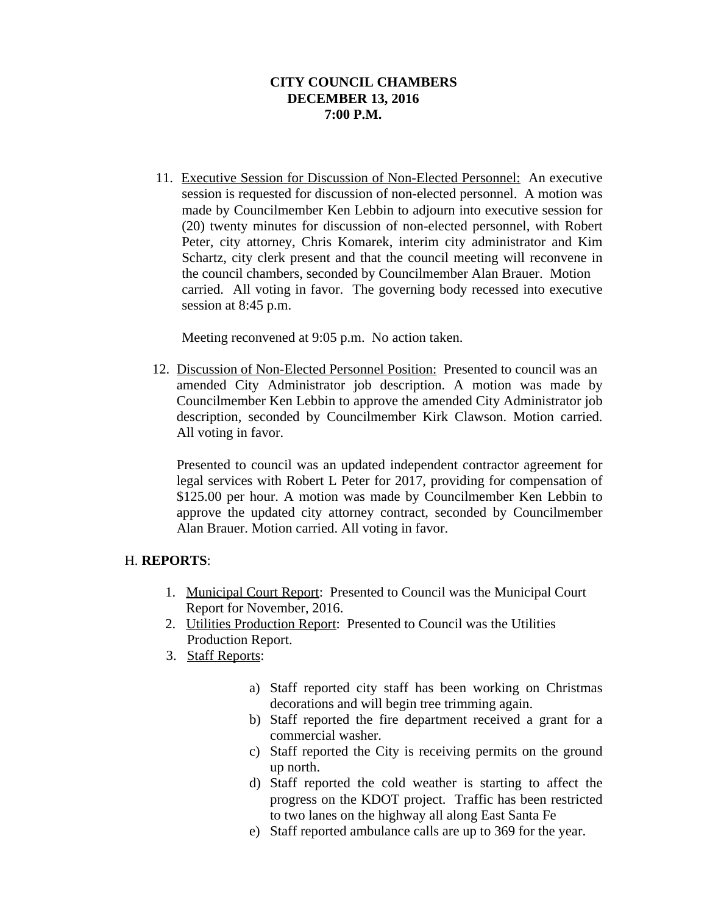**CITY COUNCIL CHAMBERS**
**DECEMBER 13, 2016**
**7:00 P.M.**

11. Executive Session for Discussion of Non-Elected Personnel: An executive session is requested for discussion of non-elected personnel. A motion was made by Councilmember Ken Lebbin to adjourn into executive session for (20) twenty minutes for discussion of non-elected personnel, with Robert Peter, city attorney, Chris Komarek, interim city administrator and Kim Schartz, city clerk present and that the council meeting will reconvene in the council chambers, seconded by Councilmember Alan Brauer. Motion carried. All voting in favor. The governing body recessed into executive session at 8:45 p.m.

    Meeting reconvened at 9:05 p.m. No action taken.

12. Discussion of Non-Elected Personnel Position: Presented to council was an amended City Administrator job description. A motion was made by Councilmember Ken Lebbin to approve the amended City Administrator job description, seconded by Councilmember Kirk Clawson. Motion carried. All voting in favor.

    Presented to council was an updated independent contractor agreement for legal services with Robert L Peter for 2017, providing for compensation of $125.00 per hour. A motion was made by Councilmember Ken Lebbin to approve the updated city attorney contract, seconded by Councilmember Alan Brauer. Motion carried. All voting in favor.

H. **REPORTS**:

1. Municipal Court Report: Presented to Council was the Municipal Court Report for November, 2016.
2. Utilities Production Report: Presented to Council was the Utilities Production Report.
3. Staff Reports:

    a) Staff reported city staff has been working on Christmas decorations and will begin tree trimming again.
    b) Staff reported the fire department received a grant for a commercial washer.
    c) Staff reported the City is receiving permits on the ground up north.
    d) Staff reported the cold weather is starting to affect the progress on the KDOT project. Traffic has been restricted to two lanes on the highway all along East Santa Fe
    e) Staff reported ambulance calls are up to 369 for the year.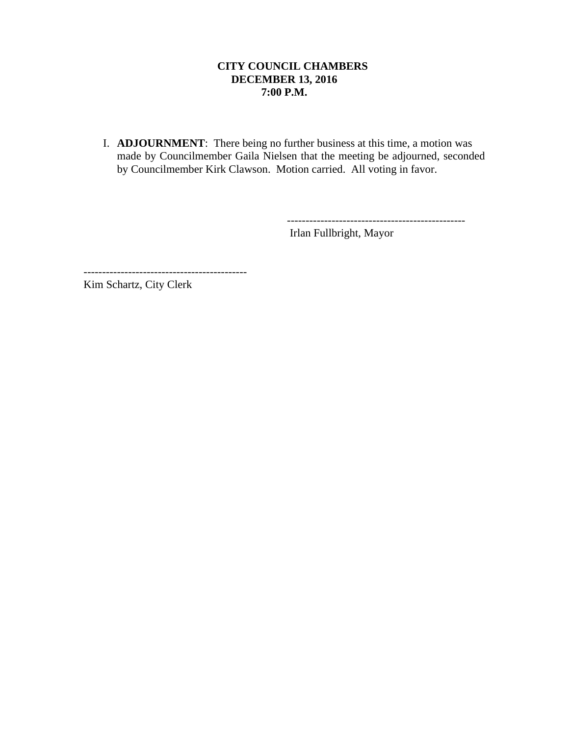**CITY COUNCIL CHAMBERS**
**DECEMBER 13, 2016**
**7:00 P.M.**

I. **ADJOURNMENT**: There being no further business at this time, a motion was made by Councilmember Gaila Nielsen that the meeting be adjourned, seconded by Councilmember Kirk Clawson. Motion carried. All voting in favor.

------------------------------------------------
Irlan Fullbright, Mayor

--------------------------------------------
Kim Schartz, City Clerk